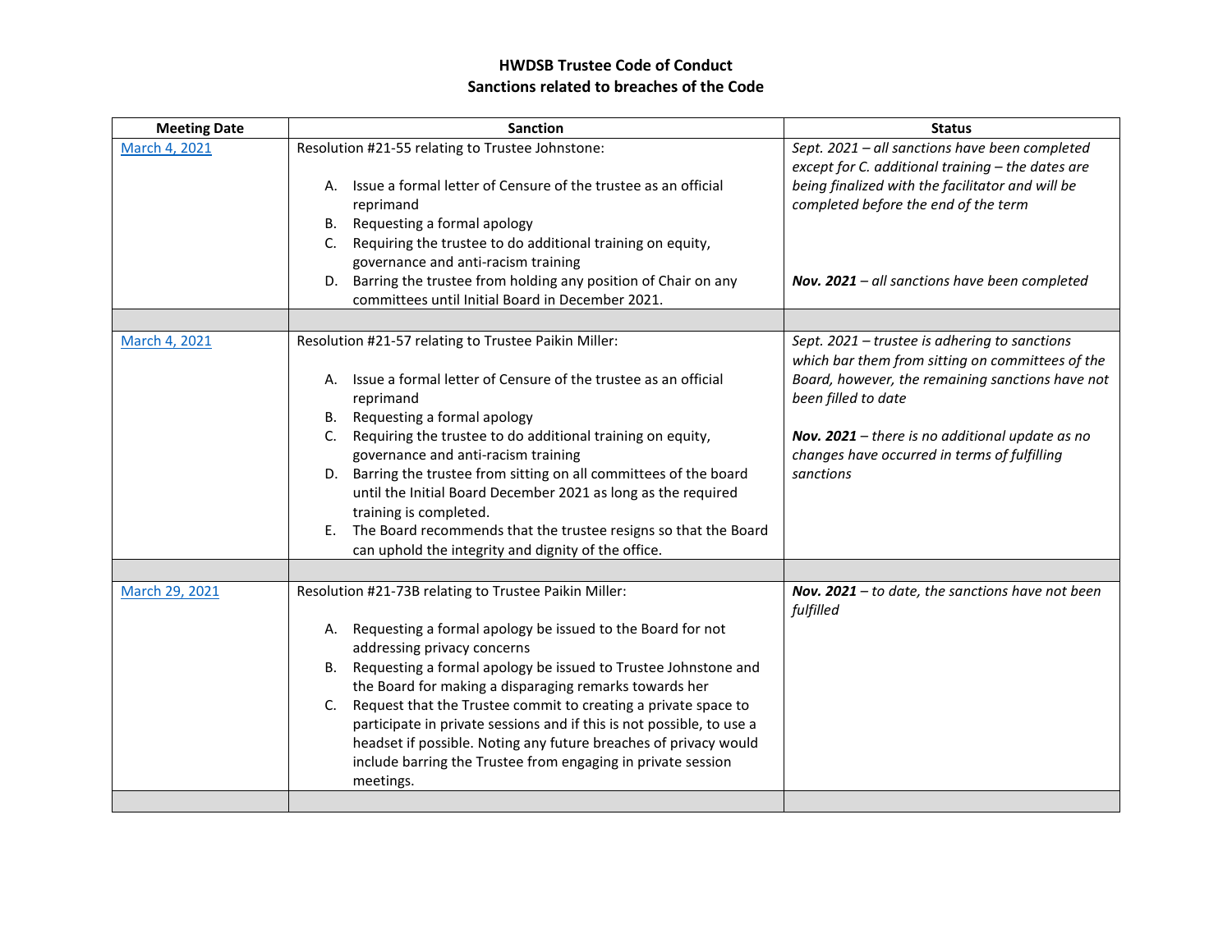**HWDSB Trustee Code of Conduct**
**Sanctions related to breaches of the Code**

| Meeting Date | Sanction | Status |
| --- | --- | --- |
| [March 4, 2021]() | Resolution #21-55 relating to Trustee Johnstone:<br><br>A. Issue a formal letter of Censure of the trustee as an official reprimand<br>B. Requesting a formal apology<br>C. Requiring the trustee to do additional training on equity, governance and anti-racism training<br>D. Barring the trustee from holding any position of Chair on any committees until Initial Board in December 2021. | *Sept. 2021 – all sanctions have been completed except for C. additional training – the dates are being finalized with the facilitator and will be completed before the end of the term*<br><br>***Nov. 2021** – all sanctions have been completed* |
| | | |
| [March 4, 2021]() | Resolution #21-57 relating to Trustee Paikin Miller:<br><br>A. Issue a formal letter of Censure of the trustee as an official reprimand<br>B. Requesting a formal apology<br>C. Requiring the trustee to do additional training on equity, governance and anti-racism training<br>D. Barring the trustee from sitting on all committees of the board until the Initial Board December 2021 as long as the required training is completed.<br>E. The Board recommends that the trustee resigns so that the Board can uphold the integrity and dignity of the office. | *Sept. 2021 – trustee is adhering to sanctions which bar them from sitting on committees of the Board, however, the remaining sanctions have not been filled to date*<br><br>***Nov. 2021** – there is no additional update as no changes have occurred in terms of fulfilling sanctions* |
| | | |
| [March 29, 2021]() | Resolution #21-73B relating to Trustee Paikin Miller:<br><br>A. Requesting a formal apology be issued to the Board for not addressing privacy concerns<br>B. Requesting a formal apology be issued to Trustee Johnstone and the Board for making a disparaging remarks towards her<br>C. Request that the Trustee commit to creating a private space to participate in private sessions and if this is not possible, to use a headset if possible. Noting any future breaches of privacy would include barring the Trustee from engaging in private session meetings. | ***Nov. 2021** – to date, the sanctions have not been fulfilled* |
| | | |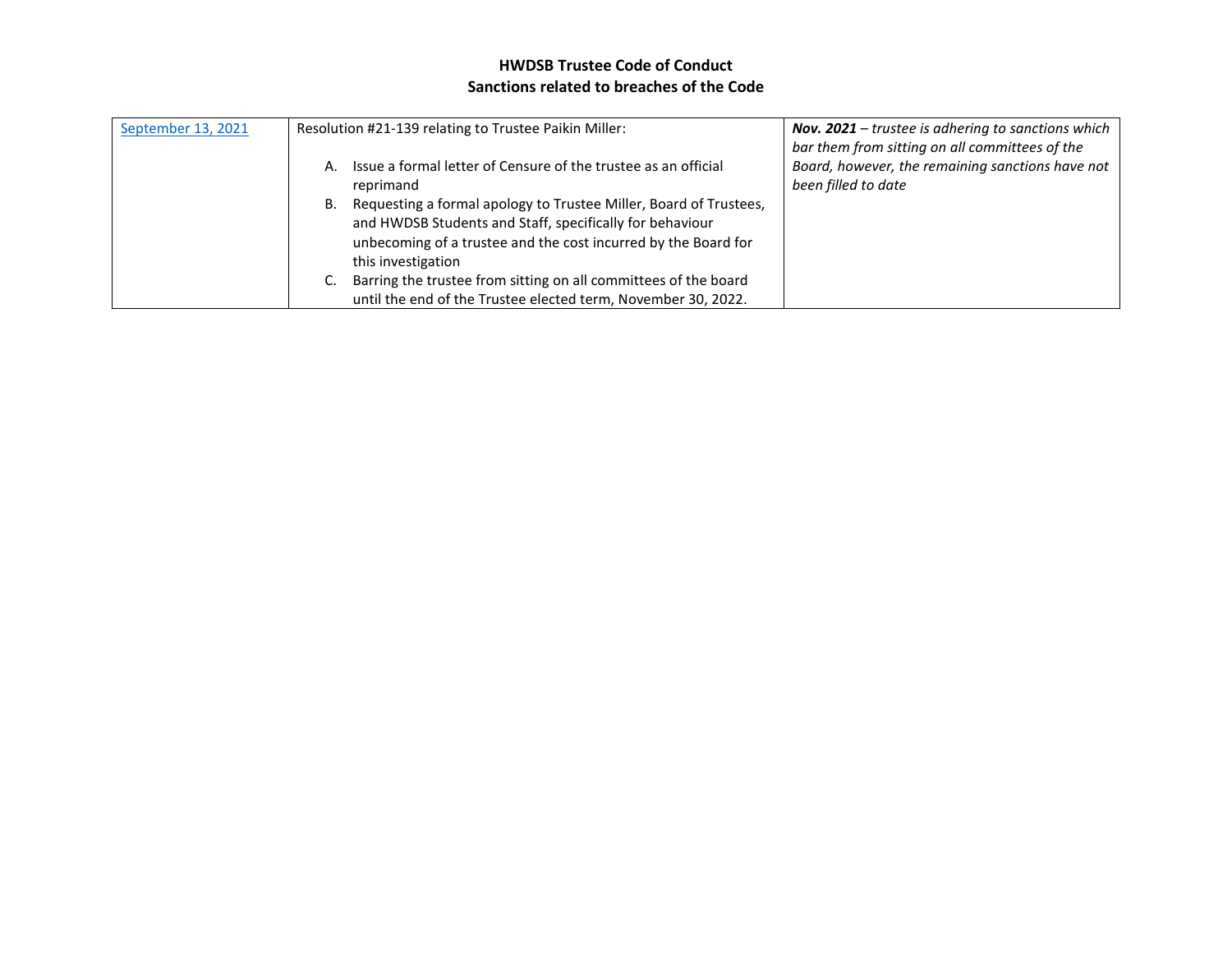**HWDSB Trustee Code of Conduct**
**Sanctions related to breaches of the Code**

| | | |
|---|---|---|
| September 13, 2021 | Resolution #21-139 relating to Trustee Paikin Miller:<br><br>A. Issue a formal letter of Censure of the trustee as an official reprimand<br>B. Requesting a formal apology to Trustee Miller, Board of Trustees, and HWDSB Students and Staff, specifically for behaviour unbecoming of a trustee and the cost incurred by the Board for this investigation<br>C. Barring the trustee from sitting on all committees of the board until the end of the Trustee elected term, November 30, 2022. | ***Nov. 2021*** *– trustee is adhering to sanctions which bar them from sitting on all committees of the Board, however, the remaining sanctions have not been filled to date* |